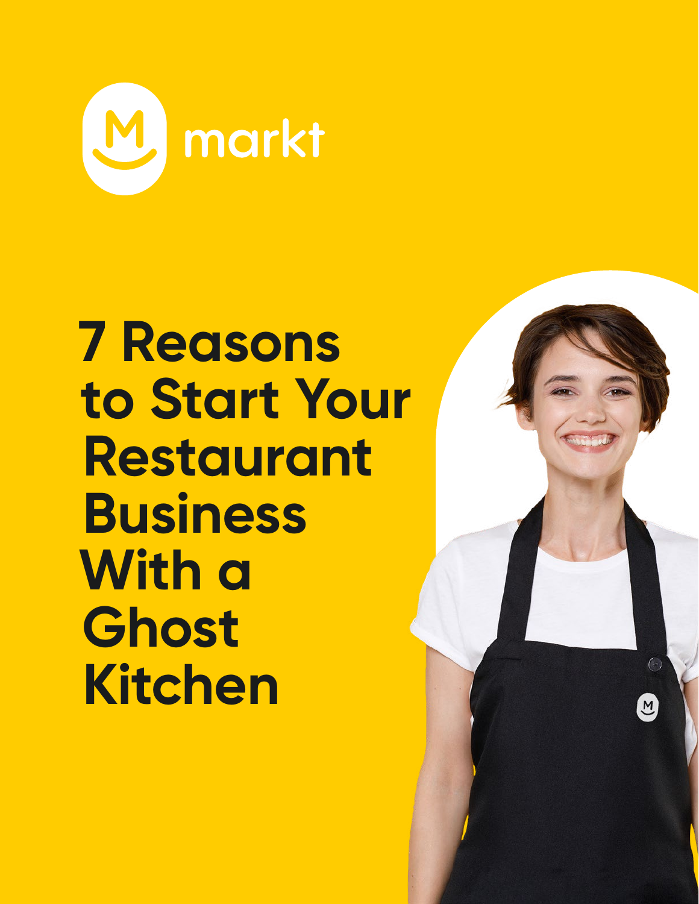markt

# 7 Reasons to Start Your Restaurant Business With a Ghost Kitchen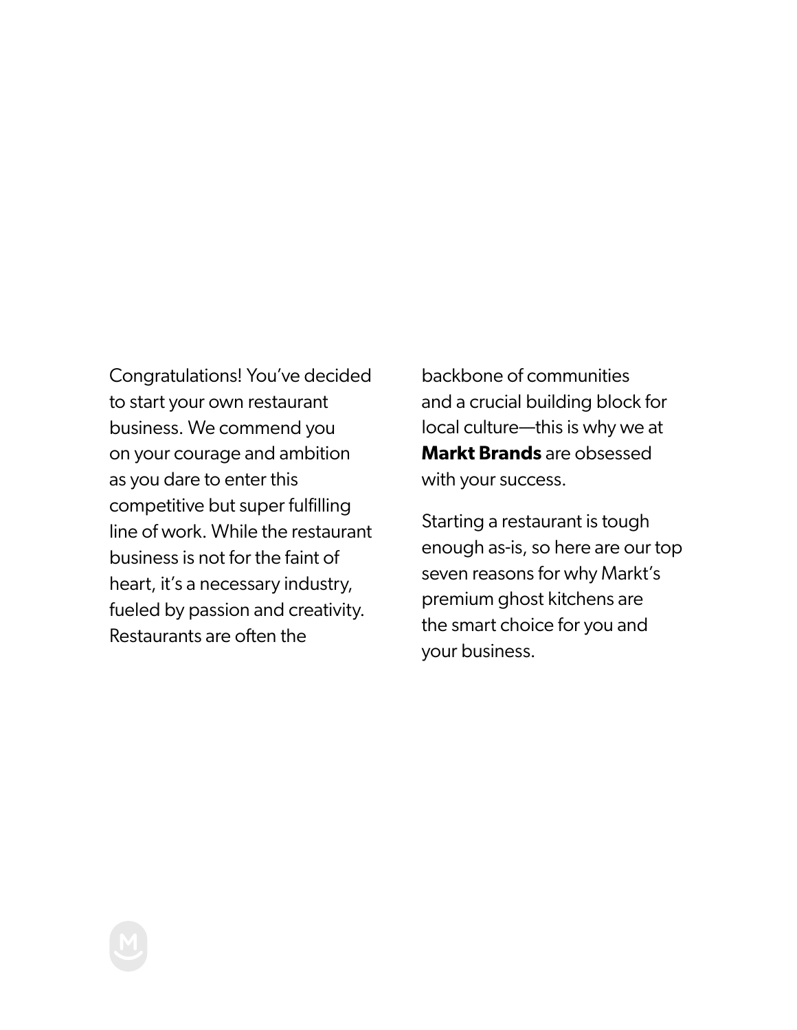Congratulations! You've decided to start your own restaurant business. We commend you on your courage and ambition as you dare to enter this competitive but super fulfilling line of work. While the restaurant business is not for the faint of heart, it's a necessary industry, fueled by passion and creativity. Restaurants are often the backbone of communities and a crucial building block for local culture—this is why we at **Markt Brands** are obsessed with your success.

Starting a restaurant is tough enough as-is, so here are our top seven reasons for why Markt's premium ghost kitchens are the smart choice for you and your business.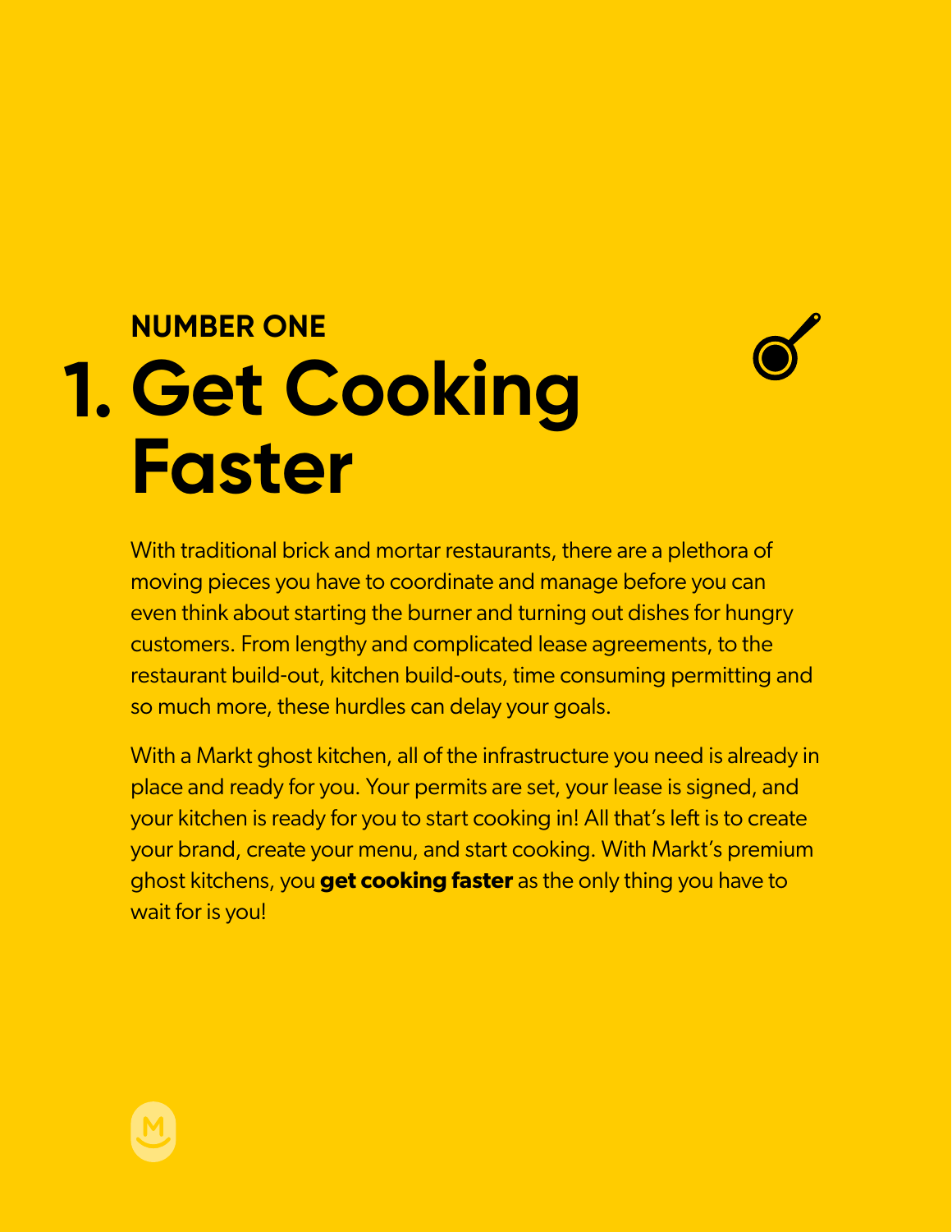NUMBER ONE

# 1. Get Cooking Faster

With traditional brick and mortar restaurants, there are a plethora of moving pieces you have to coordinate and manage before you can even think about starting the burner and turning out dishes for hungry customers. From lengthy and complicated lease agreements, to the restaurant build-out, kitchen build-outs, time consuming permitting and so much more, these hurdles can delay your goals.

With a Markt ghost kitchen, all of the infrastructure you need is already in place and ready for you. Your permits are set, your lease is signed, and your kitchen is ready for you to start cooking in! All that's left is to create your brand, create your menu, and start cooking. With Markt's premium ghost kitchens, you **get cooking faster** as the only thing you have to wait for is you!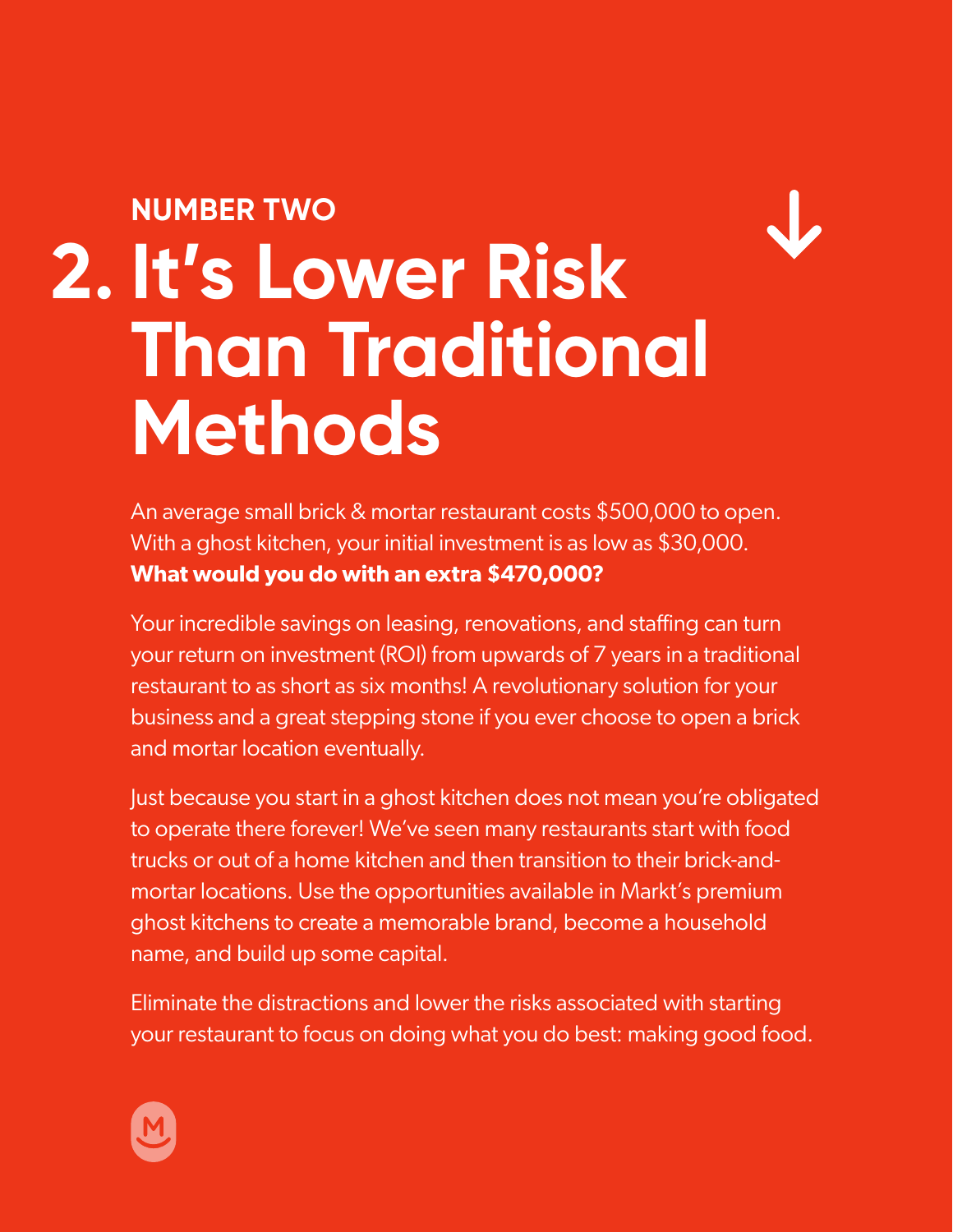NUMBER TWO

# 2. It's Lower Risk Than Traditional Methods

An average small brick & mortar restaurant costs $500,000 to open. With a ghost kitchen, your initial investment is as low as $30,000. **What would you do with an extra $470,000?**

Your incredible savings on leasing, renovations, and staffing can turn your return on investment (ROI) from upwards of 7 years in a traditional restaurant to as short as six months! A revolutionary solution for your business and a great stepping stone if you ever choose to open a brick and mortar location eventually.

Just because you start in a ghost kitchen does not mean you're obligated to operate there forever! We've seen many restaurants start with food trucks or out of a home kitchen and then transition to their brick-and-mortar locations. Use the opportunities available in Markt's premium ghost kitchens to create a memorable brand, become a household name, and build up some capital.

Eliminate the distractions and lower the risks associated with starting your restaurant to focus on doing what you do best: making good food.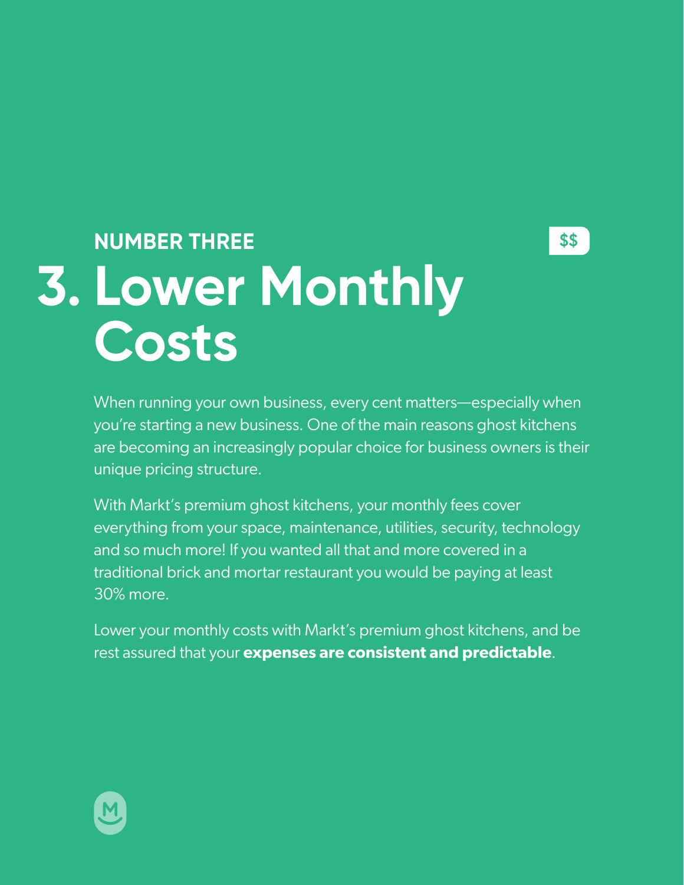NUMBER THREE

$$

# 3. Lower Monthly Costs

When running your own business, every cent matters—especially when you're starting a new business. One of the main reasons ghost kitchens are becoming an increasingly popular choice for business owners is their unique pricing structure.

With Markt's premium ghost kitchens, your monthly fees cover everything from your space, maintenance, utilities, security, technology and so much more! If you wanted all that and more covered in a traditional brick and mortar restaurant you would be paying at least 30% more.

Lower your monthly costs with Markt's premium ghost kitchens, and be rest assured that your **expenses are consistent and predictable**.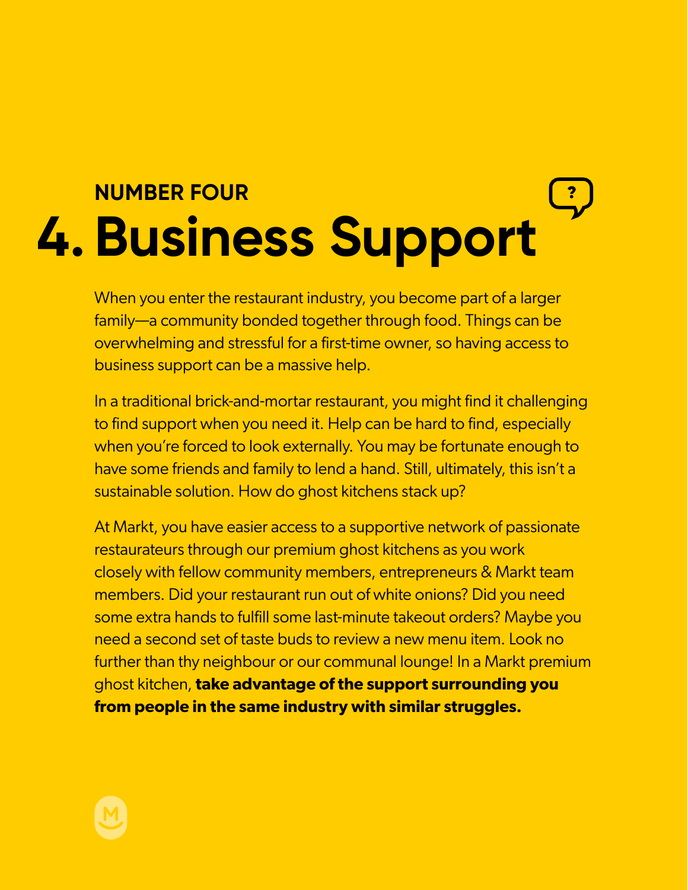NUMBER FOUR

# 4. Business Support

When you enter the restaurant industry, you become part of a larger family—a community bonded together through food. Things can be overwhelming and stressful for a first-time owner, so having access to business support can be a massive help.

In a traditional brick-and-mortar restaurant, you might find it challenging to find support when you need it. Help can be hard to find, especially when you're forced to look externally. You may be fortunate enough to have some friends and family to lend a hand. Still, ultimately, this isn't a sustainable solution. How do ghost kitchens stack up?

At Markt, you have easier access to a supportive network of passionate restaurateurs through our premium ghost kitchens as you work closely with fellow community members, entrepreneurs & Markt team members. Did your restaurant run out of white onions? Did you need some extra hands to fulfill some last-minute takeout orders? Maybe you need a second set of taste buds to review a new menu item. Look no further than thy neighbour or our communal lounge! In a Markt premium ghost kitchen, **take advantage of the support surrounding you from people in the same industry with similar struggles.**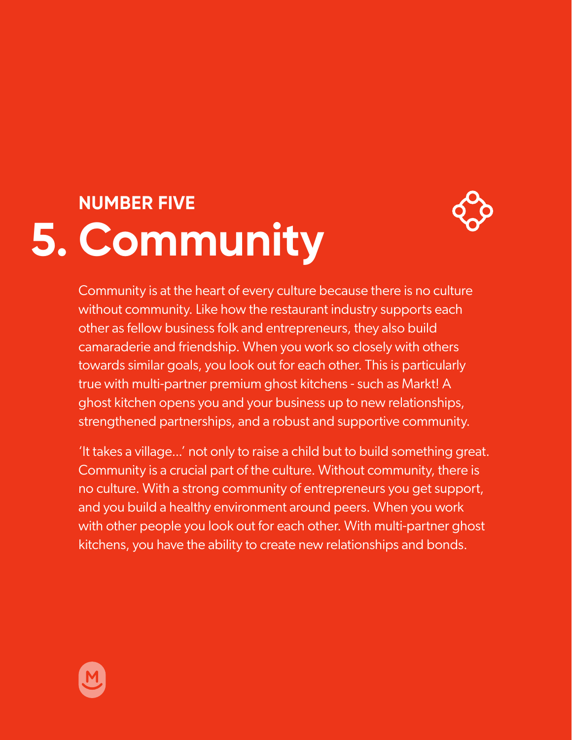NUMBER FIVE

# 5. Community

Community is at the heart of every culture because there is no culture without community. Like how the restaurant industry supports each other as fellow business folk and entrepreneurs, they also build camaraderie and friendship. When you work so closely with others towards similar goals, you look out for each other. This is particularly true with multi-partner premium ghost kitchens - such as Markt! A ghost kitchen opens you and your business up to new relationships, strengthened partnerships, and a robust and supportive community.

'It takes a village...' not only to raise a child but to build something great. Community is a crucial part of the culture. Without community, there is no culture. With a strong community of entrepreneurs you get support, and you build a healthy environment around peers. When you work with other people you look out for each other. With multi-partner ghost kitchens, you have the ability to create new relationships and bonds.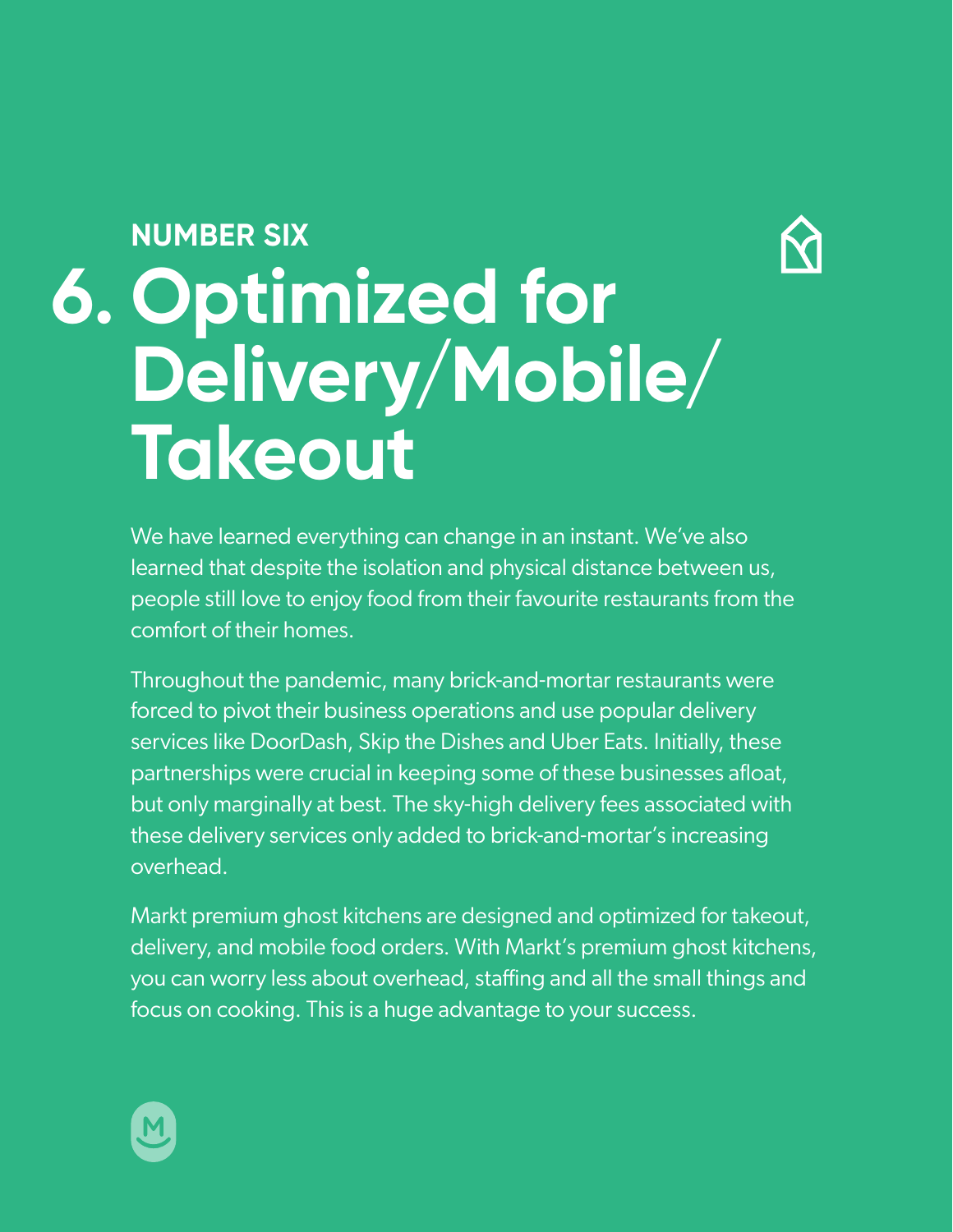NUMBER SIX

# 6. Optimized for Delivery/Mobile/Takeout

We have learned everything can change in an instant. We've also learned that despite the isolation and physical distance between us, people still love to enjoy food from their favourite restaurants from the comfort of their homes.

Throughout the pandemic, many brick-and-mortar restaurants were forced to pivot their business operations and use popular delivery services like DoorDash, Skip the Dishes and Uber Eats. Initially, these partnerships were crucial in keeping some of these businesses afloat, but only marginally at best. The sky-high delivery fees associated with these delivery services only added to brick-and-mortar's increasing overhead.

Markt premium ghost kitchens are designed and optimized for takeout, delivery, and mobile food orders. With Markt's premium ghost kitchens, you can worry less about overhead, staffing and all the small things and focus on cooking. This is a huge advantage to your success.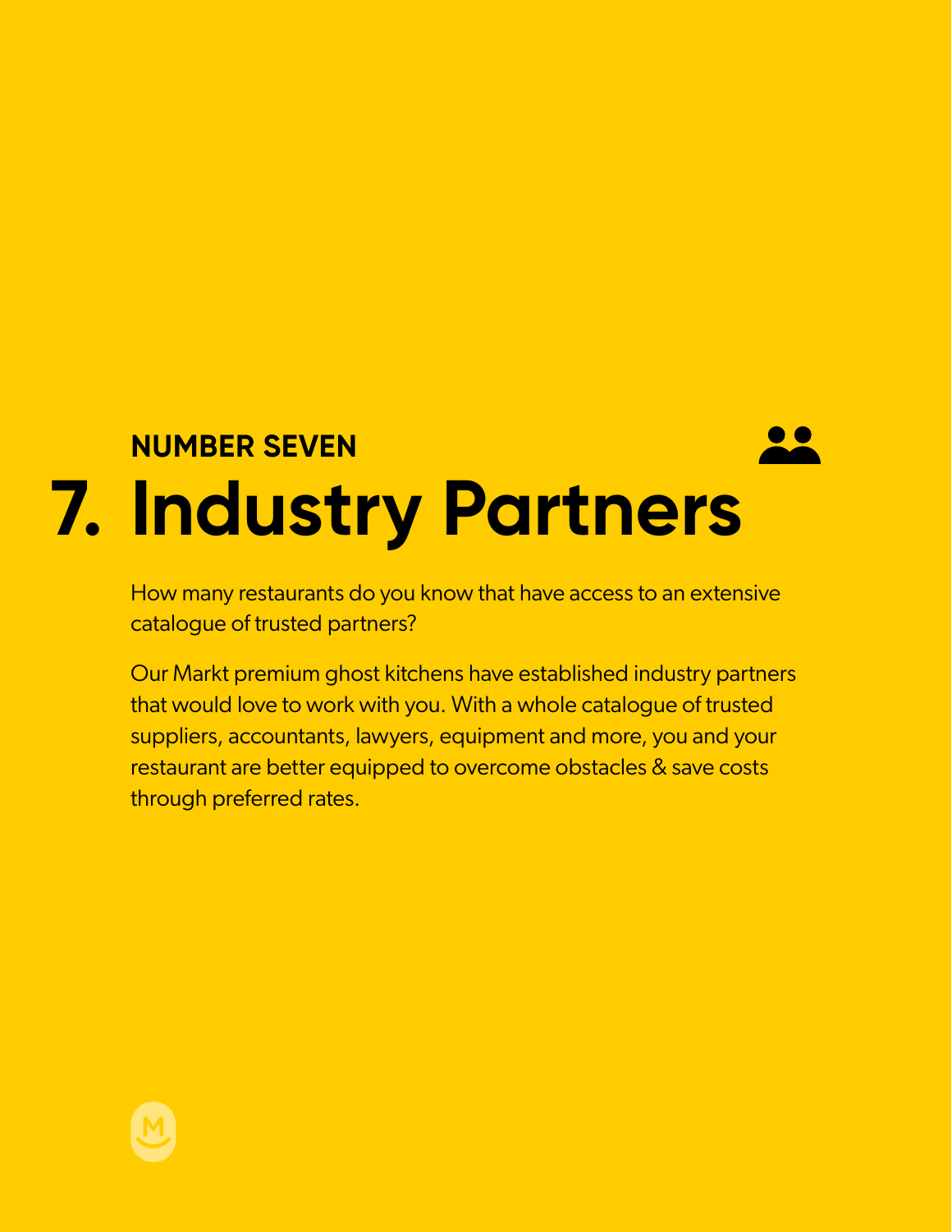**NUMBER SEVEN**

# 7. Industry Partners

How many restaurants do you know that have access to an extensive catalogue of trusted partners?

Our Markt premium ghost kitchens have established industry partners that would love to work with you. With a whole catalogue of trusted suppliers, accountants, lawyers, equipment and more, you and your restaurant are better equipped to overcome obstacles & save costs through preferred rates.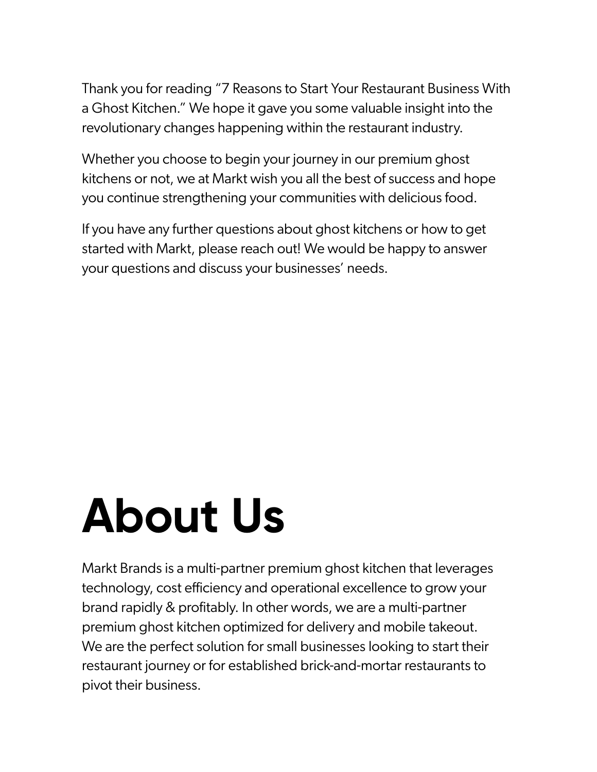Thank you for reading "7 Reasons to Start Your Restaurant Business With a Ghost Kitchen." We hope it gave you some valuable insight into the revolutionary changes happening within the restaurant industry.

Whether you choose to begin your journey in our premium ghost kitchens or not, we at Markt wish you all the best of success and hope you continue strengthening your communities with delicious food.

If you have any further questions about ghost kitchens or how to get started with Markt, please reach out! We would be happy to answer your questions and discuss your businesses' needs.

# About Us

Markt Brands is a multi-partner premium ghost kitchen that leverages technology, cost efficiency and operational excellence to grow your brand rapidly & profitably. In other words, we are a multi-partner premium ghost kitchen optimized for delivery and mobile takeout. We are the perfect solution for small businesses looking to start their restaurant journey or for established brick-and-mortar restaurants to pivot their business.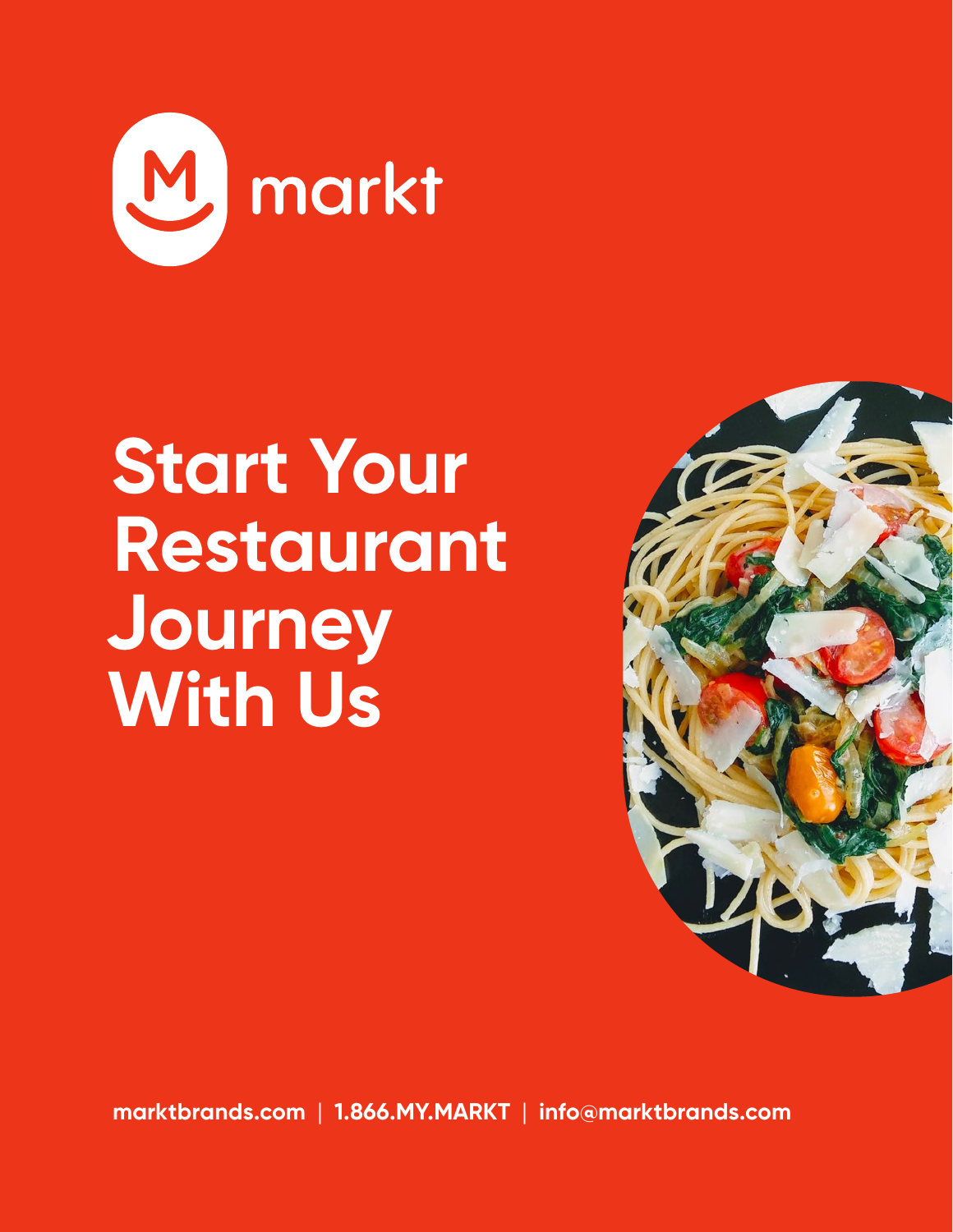markt

# Start Your Restaurant Journey With Us

marktbrands.com | 1.866.MY.MARKT | info@marktbrands.com